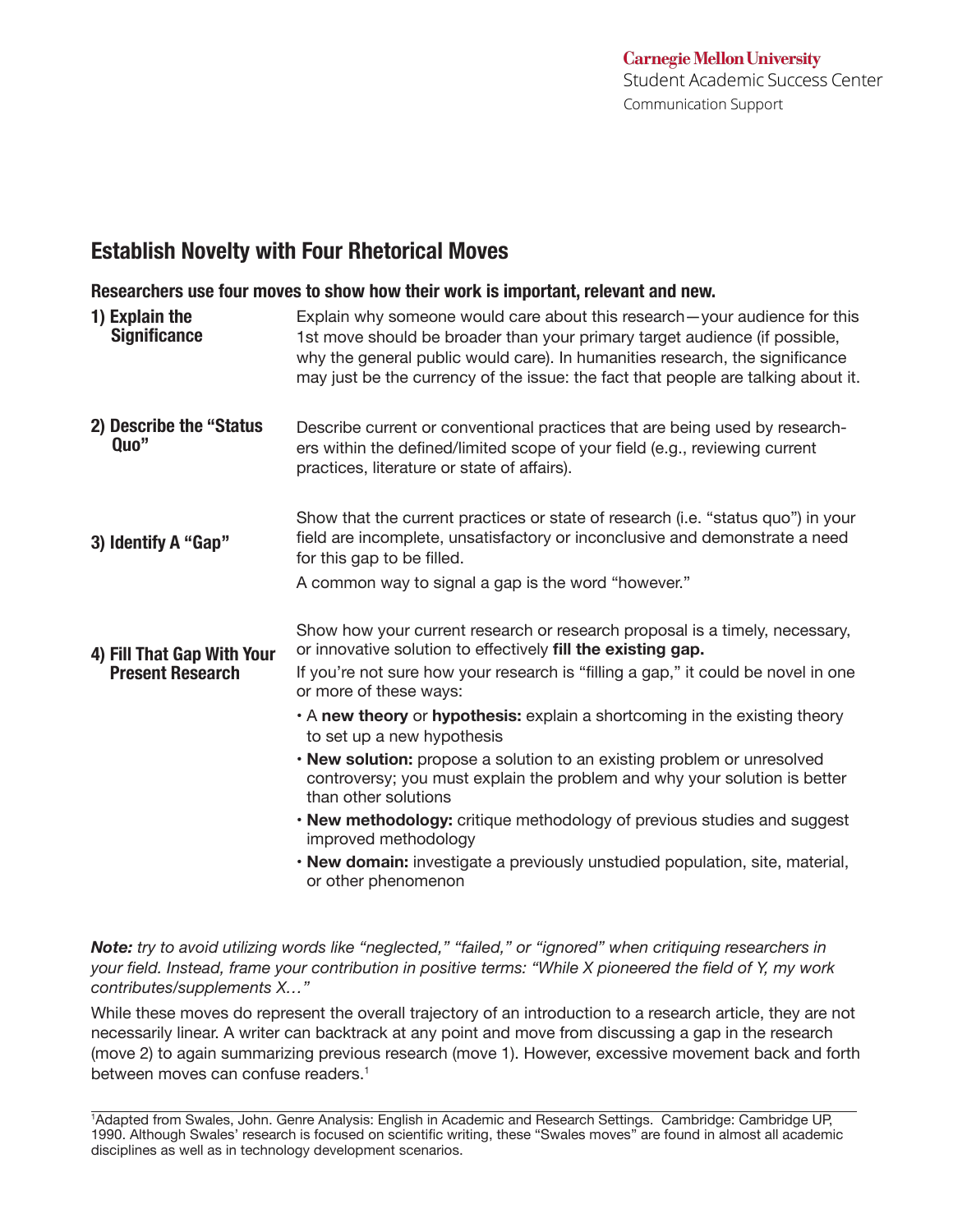Carnegie Mellon University
Student Academic Success Center
Communication Support

## Establish Novelty with Four Rhetorical Moves

### Researchers use four moves to show how their work is important, relevant and new.

**1) Explain the Significance**

Explain why someone would care about this research—your audience for this 1st move should be broader than your primary target audience (if possible, why the general public would care). In humanities research, the significance may just be the currency of the issue: the fact that people are talking about it.

**2) Describe the "Status Quo"**

Describe current or conventional practices that are being used by researchers within the defined/limited scope of your field (e.g., reviewing current practices, literature or state of affairs).

**3) Identify A "Gap"**

Show that the current practices or state of research (i.e. "status quo") in your field are incomplete, unsatisfactory or inconclusive and demonstrate a need for this gap to be filled.

A common way to signal a gap is the word "however."

**4) Fill That Gap With Your Present Research**

Show how your current research or research proposal is a timely, necessary, or innovative solution to effectively **fill the existing gap.**

If you're not sure how your research is "filling a gap," it could be novel in one or more of these ways:

- A **new theory** or **hypothesis:** explain a shortcoming in the existing theory to set up a new hypothesis
- **New solution:** propose a solution to an existing problem or unresolved controversy; you must explain the problem and why your solution is better than other solutions
- **New methodology:** critique methodology of previous studies and suggest improved methodology
- **New domain:** investigate a previously unstudied population, site, material, or other phenomenon

***Note:*** *try to avoid utilizing words like "neglected," "failed," or "ignored" when critiquing researchers in your field. Instead, frame your contribution in positive terms: "While X pioneered the field of Y, my work contributes/supplements X…"*

While these moves do represent the overall trajectory of an introduction to a research article, they are not necessarily linear. A writer can backtrack at any point and move from discussing a gap in the research (move 2) to again summarizing previous research (move 1). However, excessive movement back and forth between moves can confuse readers.[1]

---

[1]Adapted from Swales, John. Genre Analysis: English in Academic and Research Settings. Cambridge: Cambridge UP, 1990. Although Swales' research is focused on scientific writing, these "Swales moves" are found in almost all academic disciplines as well as in technology development scenarios.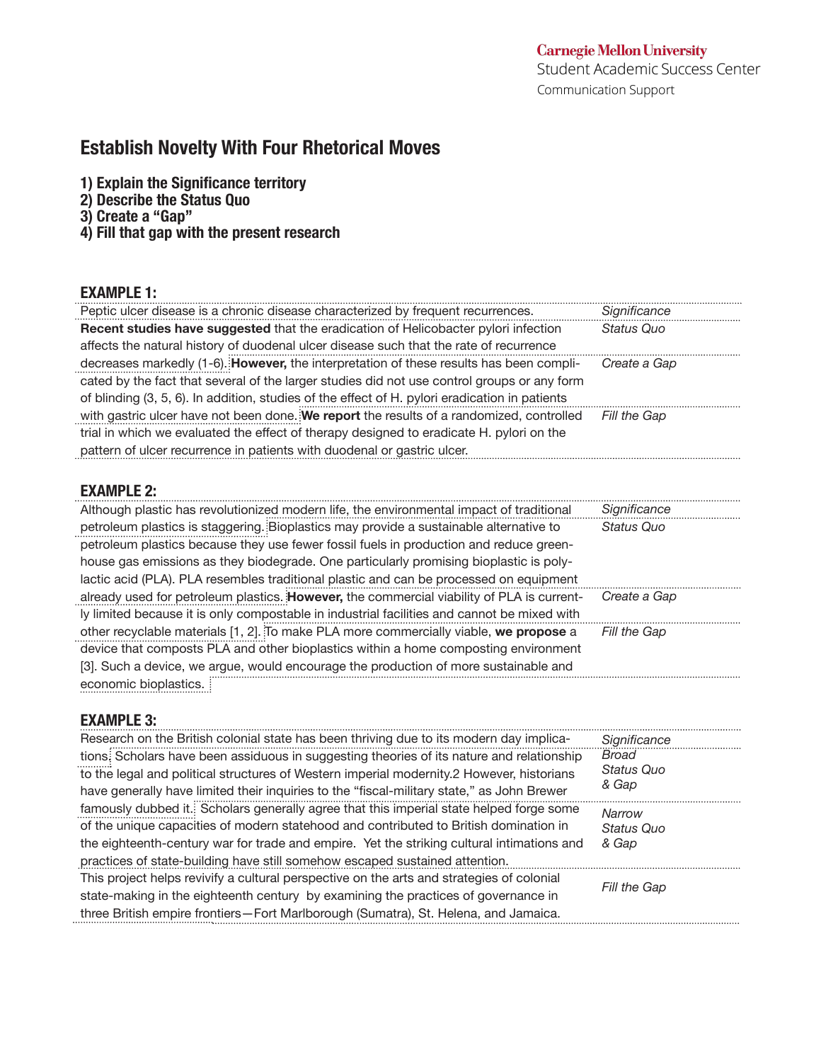# Establish Novelty With Four Rhetorical Moves

**1) Explain the Significance territory**
**2) Describe the Status Quo**
**3) Create a "Gap"**
**4) Fill that gap with the present research**

### EXAMPLE 1:

| | |
|---|---|
| Peptic ulcer disease is a chronic disease characterized by frequent recurrences. | *Significance* |
| **Recent studies have suggested** that the eradication of Helicobacter pylori infection affects the natural history of duodenal ulcer disease such that the rate of recurrence decreases markedly (1-6). | *Status Quo* |
| **However,** the interpretation of these results has been complicated by the fact that several of the larger studies did not use control groups or any form of blinding (3, 5, 6). In addition, studies of the effect of H. pylori eradication in patients with gastric ulcer have not been done. | *Create a Gap* |
| **We report** the results of a randomized, controlled trial in which we evaluated the effect of therapy designed to eradicate H. pylori on the pattern of ulcer recurrence in patients with duodenal or gastric ulcer. | *Fill the Gap* |

### EXAMPLE 2:

| | |
|---|---|
| Although plastic has revolutionized modern life, the environmental impact of traditional petroleum plastics is staggering. | *Significance* |
| Bioplastics may provide a sustainable alternative to petroleum plastics because they use fewer fossil fuels in production and reduce greenhouse gas emissions as they biodegrade. One particularly promising bioplastic is polylactic acid (PLA). PLA resembles traditional plastic and can be processed on equipment already used for petroleum plastics. | *Status Quo* |
| **However,** the commercial viability of PLA is currently limited because it is only compostable in industrial facilities and cannot be mixed with other recyclable materials [1, 2]. | *Create a Gap* |
| To make PLA more commercially viable, **we propose** a device that composts PLA and other bioplastics within a home composting environment [3]. Such a device, we argue, would encourage the production of more sustainable and economic bioplastics. | *Fill the Gap* |

### EXAMPLE 3:

| | |
|---|---|
| Research on the British colonial state has been thriving due to its modern day implications. | *Significance* |
| Scholars have been assiduous in suggesting theories of its nature and relationship to the legal and political structures of Western imperial modernity.2 However, historians have generally have limited their inquiries to the "fiscal-military state," as John Brewer famously dubbed it. | *Broad Status Quo & Gap* |
| Scholars generally agree that this imperial state helped forge some of the unique capacities of modern statehood and contributed to British domination in the eighteenth-century war for trade and empire. Yet the striking cultural intimations and practices of state-building have still somehow escaped sustained attention. | *Narrow Status Quo & Gap* |
| This project helps revivify a cultural perspective on the arts and strategies of colonial state-making in the eighteenth century by examining the practices of governance in three British empire frontiers—Fort Marlborough (Sumatra), St. Helena, and Jamaica. | *Fill the Gap* |